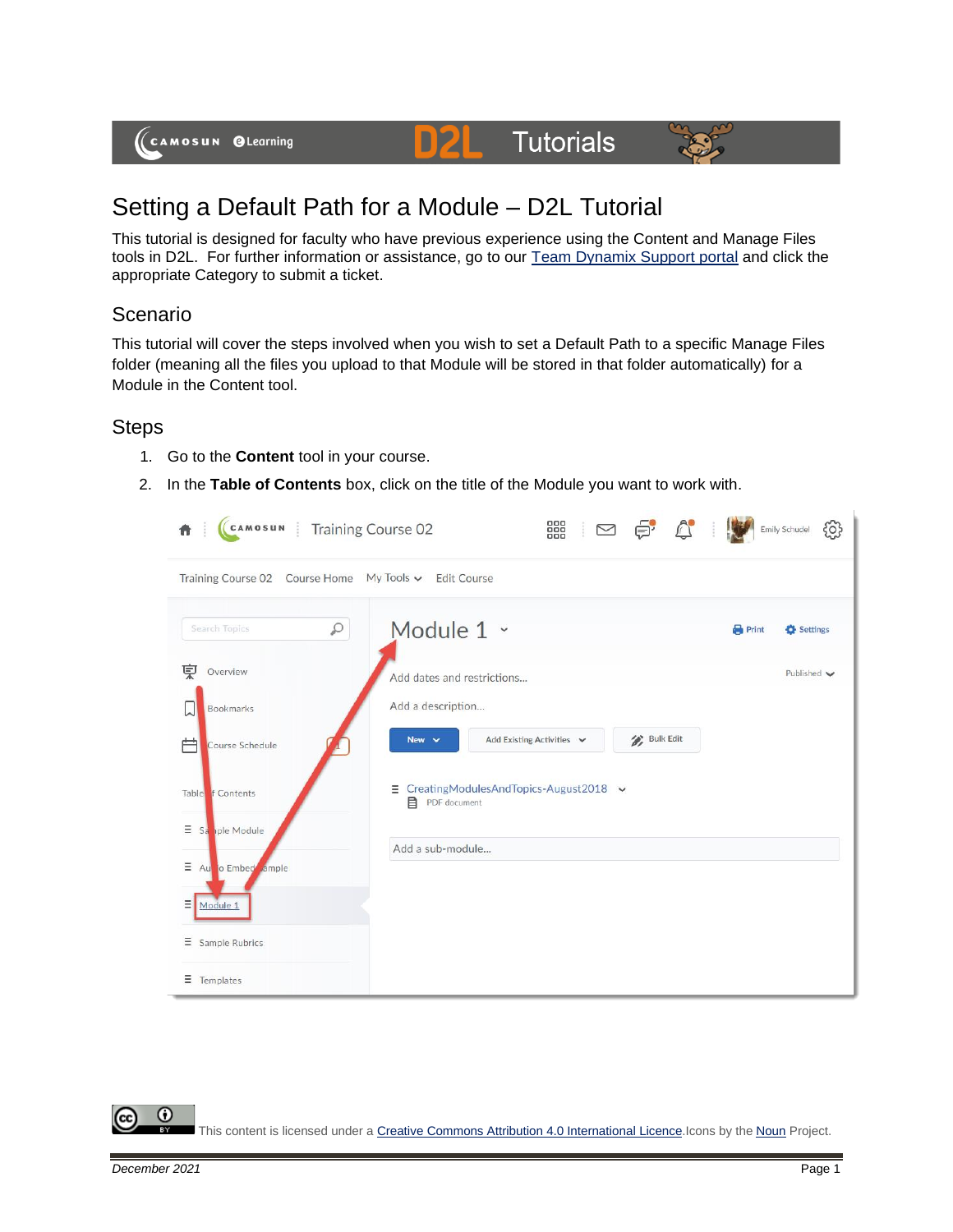# Setting a Default Path for a Module – D2L Tutorial

This tutorial is designed for faculty who have previous experience using the Content and Manage Files tools in D2L. For further information or assistance, go to our Team Dynamix Support portal and click the appropriate Category to submit a ticket.

## Scenario

This tutorial will cover the steps involved when you wish to set a Default Path to a specific Manage Files folder (meaning all the files you upload to that Module will be stored in that folder automatically) for a Module in the Content tool.

## Steps

1. Go to the **Content** tool in your course.
2. In the **Table of Contents** box, click on the title of the Module you want to work with.

This content is licensed under a Creative Commons Attribution 4.0 International Licence. Icons by the Noun Project.

December 2021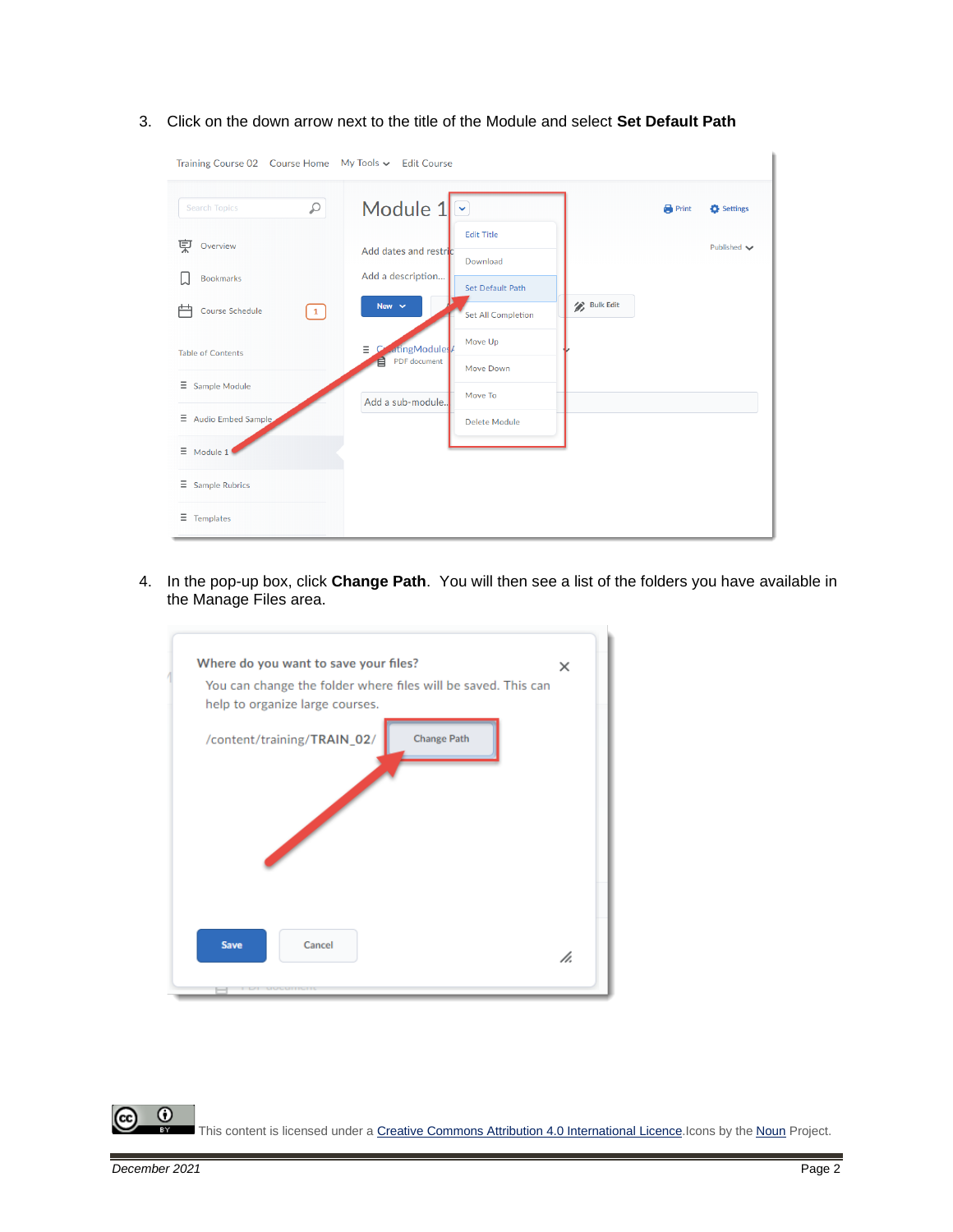3. Click on the down arrow next to the title of the Module and select **Set Default Path**

4. In the pop-up box, click **Change Path**.  You will then see a list of the folders you have available in the Manage Files area.

This content is licensed under a [Creative Commons Attribution 4.0 International Licence](). Icons by the [Noun]() Project.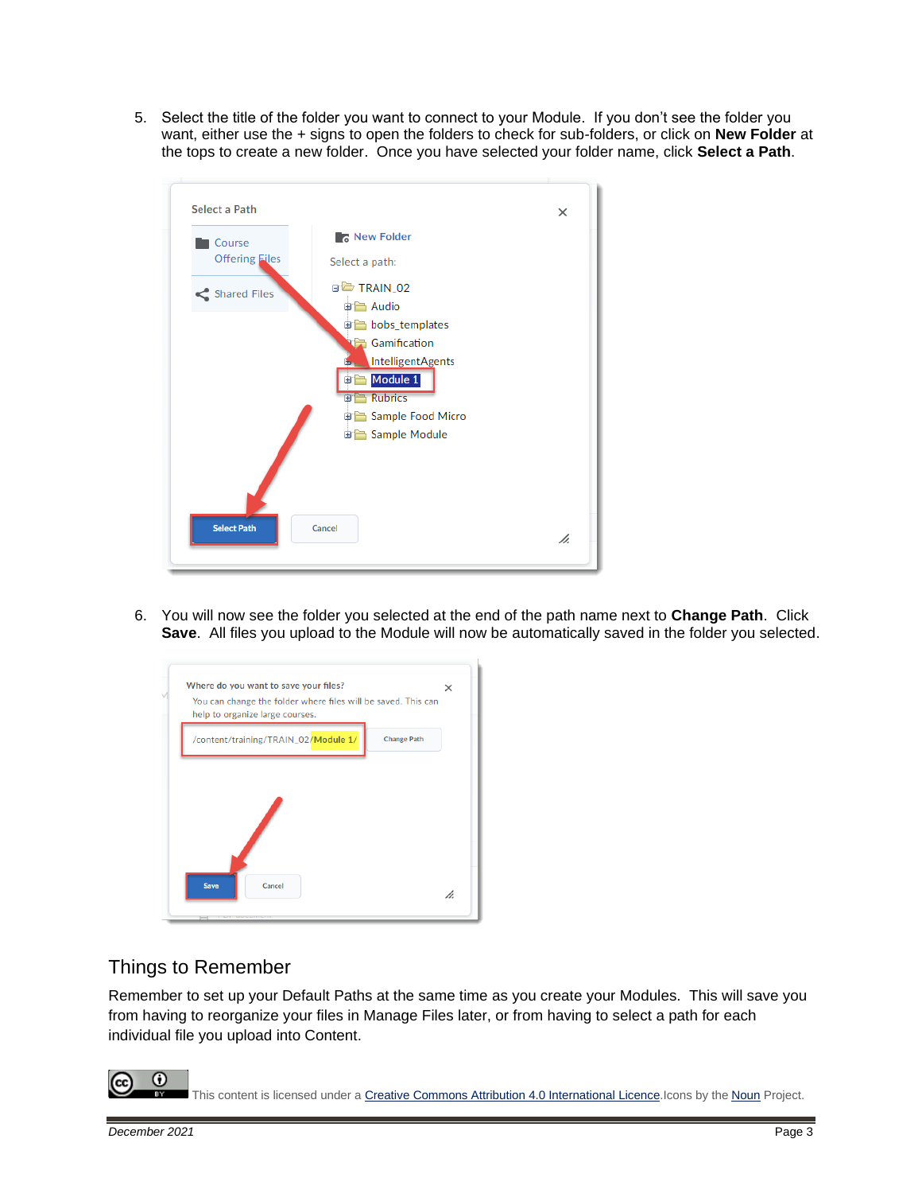5. Select the title of the folder you want to connect to your Module. If you don't see the folder you want, either use the + signs to open the folders to check for sub-folders, or click on **New Folder** at the tops to create a new folder. Once you have selected your folder name, click **Select a Path**.

6. You will now see the folder you selected at the end of the path name next to **Change Path**. Click **Save**. All files you upload to the Module will now be automatically saved in the folder you selected.

## Things to Remember

Remember to set up your Default Paths at the same time as you create your Modules. This will save you from having to reorganize your files in Manage Files later, or from having to select a path for each individual file you upload into Content.

This content is licensed under a Creative Commons Attribution 4.0 International Licence. Icons by the Noun Project.

December 2021